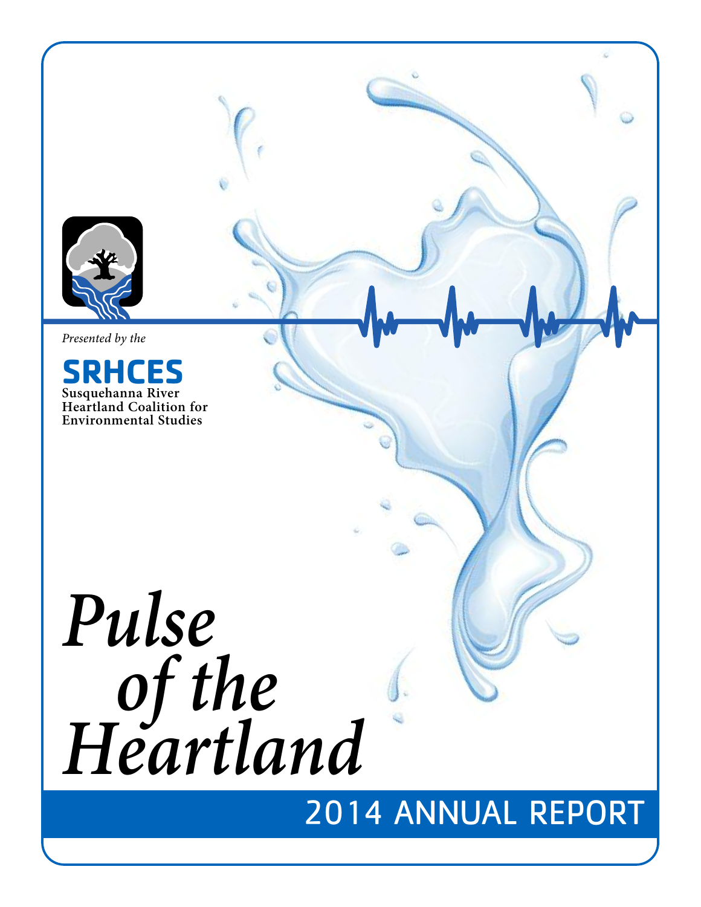*Presented by the*

**SRHCES**
**Susquehanna River Heartland Coalition for Environmental Studies**

# *Pulse of the Heartland*

## 2014 ANNUAL REPORT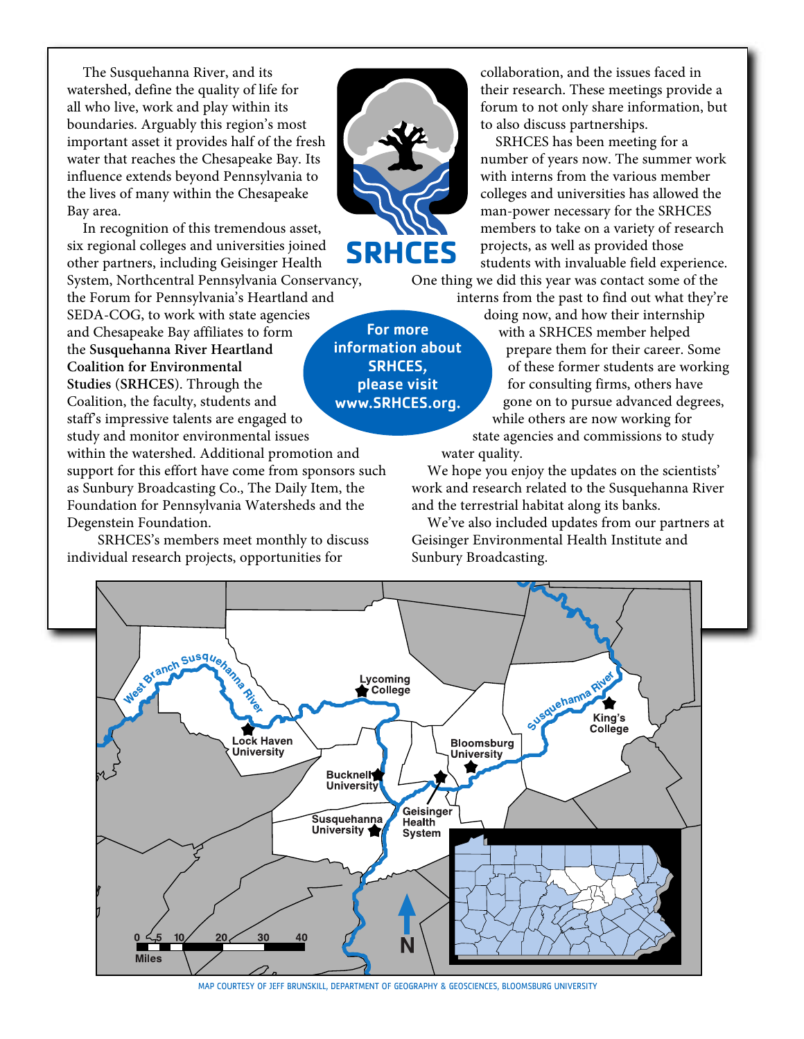The Susquehanna River, and its watershed, define the quality of life for all who live, work and play within its boundaries. Arguably this region's most important asset it provides half of the fresh water that reaches the Chesapeake Bay. Its influence extends beyond Pennsylvania to the lives of many within the Chesapeake Bay area.

In recognition of this tremendous asset, six regional colleges and universities joined other partners, including Geisinger Health System, Northcentral Pennsylvania Conservancy, the Forum for Pennsylvania's Heartland and SEDA-COG, to work with state agencies and Chesapeake Bay affiliates to form the **Susquehanna River Heartland Coalition for Environmental Studies** (**SRHCES**). Through the Coalition, the faculty, students and staff's impressive talents are engaged to study and monitor environmental issues within the watershed. Additional promotion and support for this effort have come from sponsors such as Sunbury Broadcasting Co., The Daily Item, the Foundation for Pennsylvania Watersheds and the Degenstein Foundation.

SRHCES's members meet monthly to discuss individual research projects, opportunities for collaboration, and the issues faced in their research. These meetings provide a forum to not only share information, but to also discuss partnerships.

SRHCES has been meeting for a number of years now. The summer work with interns from the various member colleges and universities has allowed the man-power necessary for the SRHCES members to take on a variety of research projects, as well as provided those students with invaluable field experience. One thing we did this year was contact some of the interns from the past to find out what they're doing now, and how their internship with a SRHCES member helped prepare them for their career. Some of these former students are working for consulting firms, others have gone on to pursue advanced degrees, while others are now working for state agencies and commissions to study water quality.

We hope you enjoy the updates on the scientists' work and research related to the Susquehanna River and the terrestrial habitat along its banks.

We've also included updates from our partners at Geisinger Environmental Health Institute and Sunbury Broadcasting.

**For more information about SRHCES, please visit www.SRHCES.org.**

MAP COURTESY OF JEFF BRUNSKILL, DEPARTMENT OF GEOGRAPHY & GEOSCIENCES, BLOOMSBURG UNIVERSITY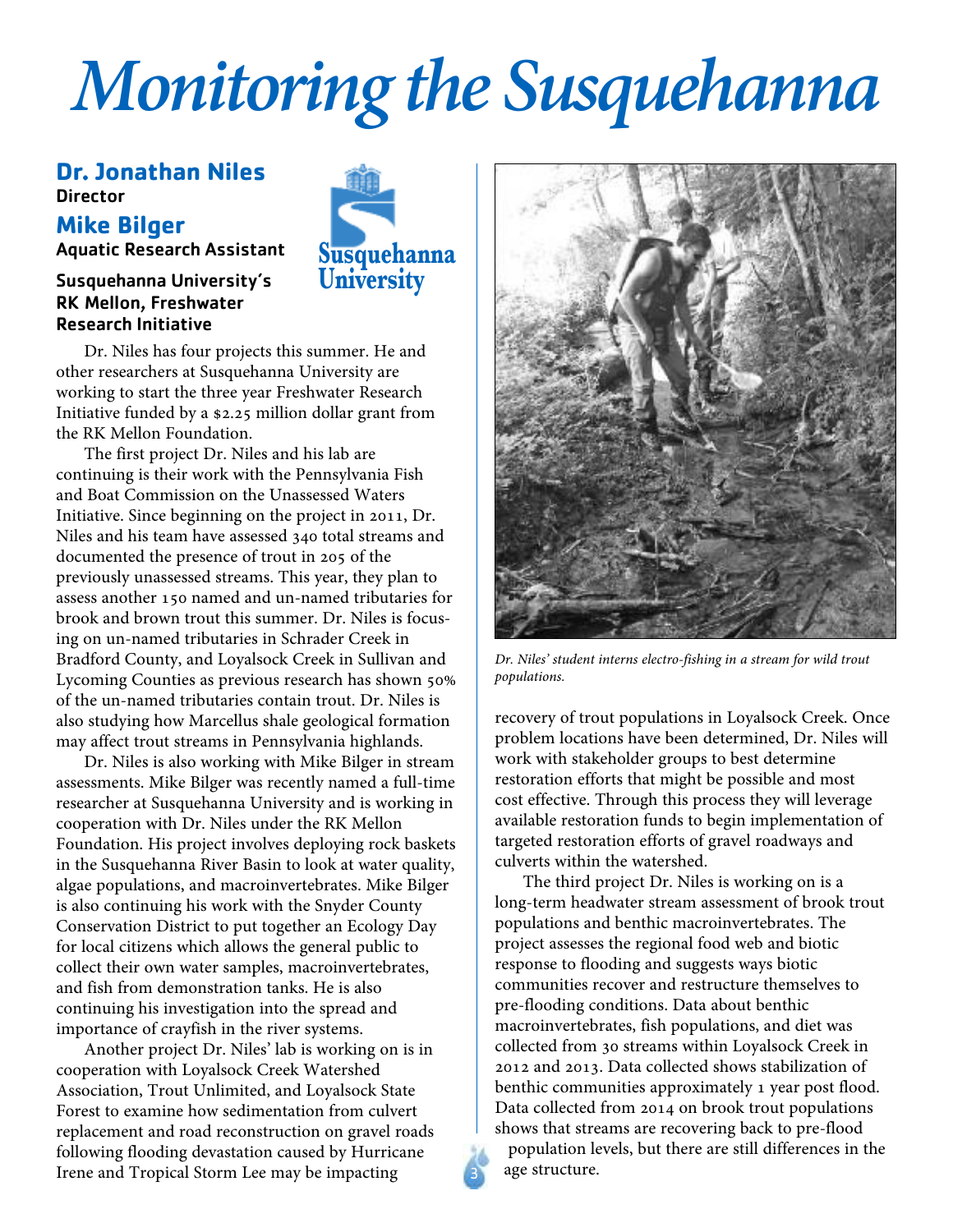# Monitoring the Susquehanna

## Dr. Jonathan Niles
**Director**

## Mike Bilger
**Aquatic Research Assistant**

**Susquehanna University's RK Mellon, Freshwater Research Initiative**

Dr. Niles has four projects this summer. He and other researchers at Susquehanna University are working to start the three year Freshwater Research Initiative funded by a $2.25 million dollar grant from the RK Mellon Foundation.

The first project Dr. Niles and his lab are continuing is their work with the Pennsylvania Fish and Boat Commission on the Unassessed Waters Initiative. Since beginning on the project in 2011, Dr. Niles and his team have assessed 340 total streams and documented the presence of trout in 205 of the previously unassessed streams. This year, they plan to assess another 150 named and un-named tributaries for brook and brown trout this summer. Dr. Niles is focusing on un-named tributaries in Schrader Creek in Bradford County, and Loyalsock Creek in Sullivan and Lycoming Counties as previous research has shown 50% of the un-named tributaries contain trout. Dr. Niles is also studying how Marcellus shale geological formation may affect trout streams in Pennsylvania highlands.

Dr. Niles is also working with Mike Bilger in stream assessments. Mike Bilger was recently named a full-time researcher at Susquehanna University and is working in cooperation with Dr. Niles under the RK Mellon Foundation. His project involves deploying rock baskets in the Susquehanna River Basin to look at water quality, algae populations, and macroinvertebrates. Mike Bilger is also continuing his work with the Snyder County Conservation District to put together an Ecology Day for local citizens which allows the general public to collect their own water samples, macroinvertebrates, and fish from demonstration tanks. He is also continuing his investigation into the spread and importance of crayfish in the river systems.

Another project Dr. Niles' lab is working on is in cooperation with Loyalsock Creek Watershed Association, Trout Unlimited, and Loyalsock State Forest to examine how sedimentation from culvert replacement and road reconstruction on gravel roads following flooding devastation caused by Hurricane Irene and Tropical Storm Lee may be impacting recovery of trout populations in Loyalsock Creek. Once problem locations have been determined, Dr. Niles will work with stakeholder groups to best determine restoration efforts that might be possible and most cost effective. Through this process they will leverage available restoration funds to begin implementation of targeted restoration efforts of gravel roadways and culverts within the watershed.

*Dr. Niles' student interns electro-fishing in a stream for wild trout populations.*

The third project Dr. Niles is working on is a long-term headwater stream assessment of brook trout populations and benthic macroinvertebrates. The project assesses the regional food web and biotic response to flooding and suggests ways biotic communities recover and restructure themselves to pre-flooding conditions. Data about benthic macroinvertebrates, fish populations, and diet was collected from 30 streams within Loyalsock Creek in 2012 and 2013. Data collected shows stabilization of benthic communities approximately 1 year post flood. Data collected from 2014 on brook trout populations shows that streams are recovering back to pre-flood population levels, but there are still differences in the age structure.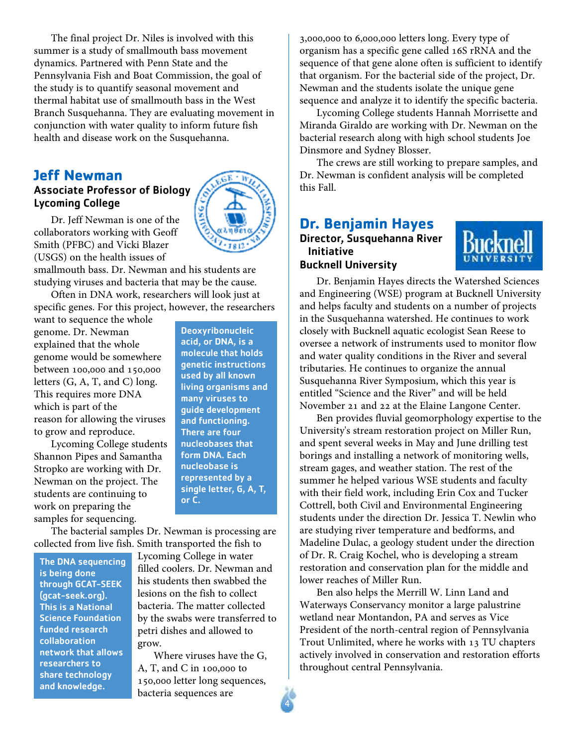The final project Dr. Niles is involved with this summer is a study of smallmouth bass movement dynamics. Partnered with Penn State and the Pennsylvania Fish and Boat Commission, the goal of the study is to quantify seasonal movement and thermal habitat use of smallmouth bass in the West Branch Susquehanna. They are evaluating movement in conjunction with water quality to inform future fish health and disease work on the Susquehanna.

## Jeff Newman

**Associate Professor of Biology**
**Lycoming College**

Dr. Jeff Newman is one of the collaborators working with Geoff Smith (PFBC) and Vicki Blazer (USGS) on the health issues of smallmouth bass. Dr. Newman and his students are studying viruses and bacteria that may be the cause.

Often in DNA work, researchers will look just at specific genes. For this project, however, the researchers want to sequence the whole genome. Dr. Newman explained that the whole genome would be somewhere between 100,000 and 150,000 letters (G, A, T, and C) long. This requires more DNA which is part of the reason for allowing the viruses to grow and reproduce.

> **Deoxyribonucleic acid, or DNA, is a molecule that holds genetic instructions used by all known living organisms and many viruses to guide development and functioning. There are four nucleobases that form DNA. Each nucleobase is represented by a single letter, G, A, T, or C.**

Lycoming College students Shannon Pipes and Samantha Stropko are working with Dr. Newman on the project. The students are continuing to work on preparing the samples for sequencing.

The bacterial samples Dr. Newman is processing are collected from live fish. Smith transported the fish to Lycoming College in water filled coolers. Dr. Newman and his students then swabbed the lesions on the fish to collect bacteria. The matter collected by the swabs were transferred to petri dishes and allowed to grow.

> **The DNA sequencing is being done through GCAT-SEEK (gcat-seek.org). This is a National Science Foundation funded research collaboration network that allows researchers to share technology and knowledge.**

Where viruses have the G, A, T, and C in 100,000 to 150,000 letter long sequences, bacteria sequences are 3,000,000 to 6,000,000 letters long. Every type of organism has a specific gene called 16S rRNA and the sequence of that gene alone often is sufficient to identify that organism. For the bacterial side of the project, Dr. Newman and the students isolate the unique gene sequence and analyze it to identify the specific bacteria.

Lycoming College students Hannah Morrisette and Miranda Giraldo are working with Dr. Newman on the bacterial research along with high school students Joe Dinsmore and Sydney Blosser.

The crews are still working to prepare samples, and Dr. Newman is confident analysis will be completed this Fall.

## Dr. Benjamin Hayes

**Director, Susquehanna River Initiative**
**Bucknell University**

Dr. Benjamin Hayes directs the Watershed Sciences and Engineering (WSE) program at Bucknell University and helps faculty and students on a number of projects in the Susquehanna watershed. He continues to work closely with Bucknell aquatic ecologist Sean Reese to oversee a network of instruments used to monitor flow and water quality conditions in the River and several tributaries. He continues to organize the annual Susquehanna River Symposium, which this year is entitled "Science and the River" and will be held November 21 and 22 at the Elaine Langone Center.

Ben provides fluvial geomorphology expertise to the University's stream restoration project on Miller Run, and spent several weeks in May and June drilling test borings and installing a network of monitoring wells, stream gages, and weather station. The rest of the summer he helped various WSE students and faculty with their field work, including Erin Cox and Tucker Cottrell, both Civil and Environmental Engineering students under the direction Dr. Jessica T. Newlin who are studying river temperature and bedforms, and Madeline Dulac, a geology student under the direction of Dr. R. Craig Kochel, who is developing a stream restoration and conservation plan for the middle and lower reaches of Miller Run.

Ben also helps the Merrill W. Linn Land and Waterways Conservancy monitor a large palustrine wetland near Montandon, PA and serves as Vice President of the north-central region of Pennsylvania Trout Unlimited, where he works with 13 TU chapters actively involved in conservation and restoration efforts throughout central Pennsylvania.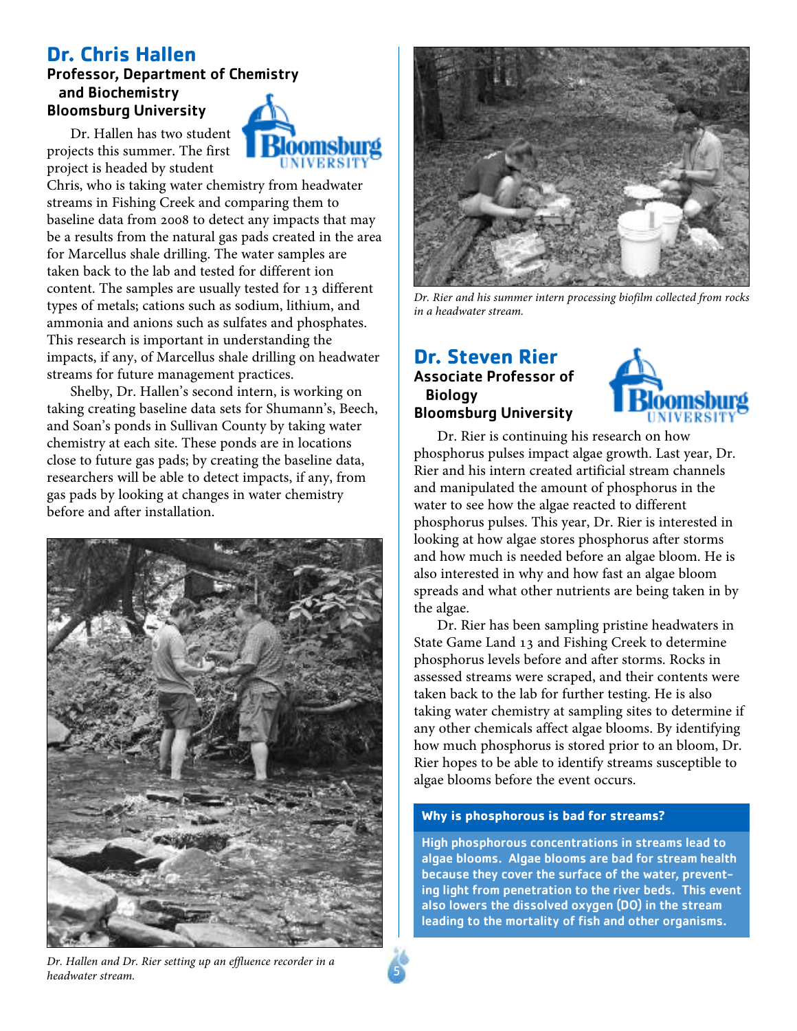## Dr. Chris Hallen

**Professor, Department of Chemistry and Biochemistry**
**Bloomsburg University**

Dr. Hallen has two student projects this summer. The first project is headed by student Chris, who is taking water chemistry from headwater streams in Fishing Creek and comparing them to baseline data from 2008 to detect any impacts that may be a results from the natural gas pads created in the area for Marcellus shale drilling. The water samples are taken back to the lab and tested for different ion content. The samples are usually tested for 13 different types of metals; cations such as sodium, lithium, and ammonia and anions such as sulfates and phosphates. This research is important in understanding the impacts, if any, of Marcellus shale drilling on headwater streams for future management practices.

Shelby, Dr. Hallen's second intern, is working on taking creating baseline data sets for Shumann's, Beech, and Soan's ponds in Sullivan County by taking water chemistry at each site. These ponds are in locations close to future gas pads; by creating the baseline data, researchers will be able to detect impacts, if any, from gas pads by looking at changes in water chemistry before and after installation.

*Dr. Hallen and Dr. Rier setting up an effluence recorder in a headwater stream.*

*Dr. Rier and his summer intern processing biofilm collected from rocks in a headwater stream.*

## Dr. Steven Rier

**Associate Professor of Biology**
**Bloomsburg University**

Dr. Rier is continuing his research on how phosphorus pulses impact algae growth. Last year, Dr. Rier and his intern created artificial stream channels and manipulated the amount of phosphorus in the water to see how the algae reacted to different phosphorus pulses. This year, Dr. Rier is interested in looking at how algae stores phosphorus after storms and how much is needed before an algae bloom. He is also interested in why and how fast an algae bloom spreads and what other nutrients are being taken in by the algae.

Dr. Rier has been sampling pristine headwaters in State Game Land 13 and Fishing Creek to determine phosphorus levels before and after storms. Rocks in assessed streams were scraped, and their contents were taken back to the lab for further testing. He is also taking water chemistry at sampling sites to determine if any other chemicals affect algae blooms. By identifying how much phosphorus is stored prior to an bloom, Dr. Rier hopes to be able to identify streams susceptible to algae blooms before the event occurs.

**Why is phosphorous is bad for streams?**

**High phosphorous concentrations in streams lead to algae blooms. Algae blooms are bad for stream health because they cover the surface of the water, preventing light from penetration to the river beds. This event also lowers the dissolved oxygen (DO) in the stream leading to the mortality of fish and other organisms.**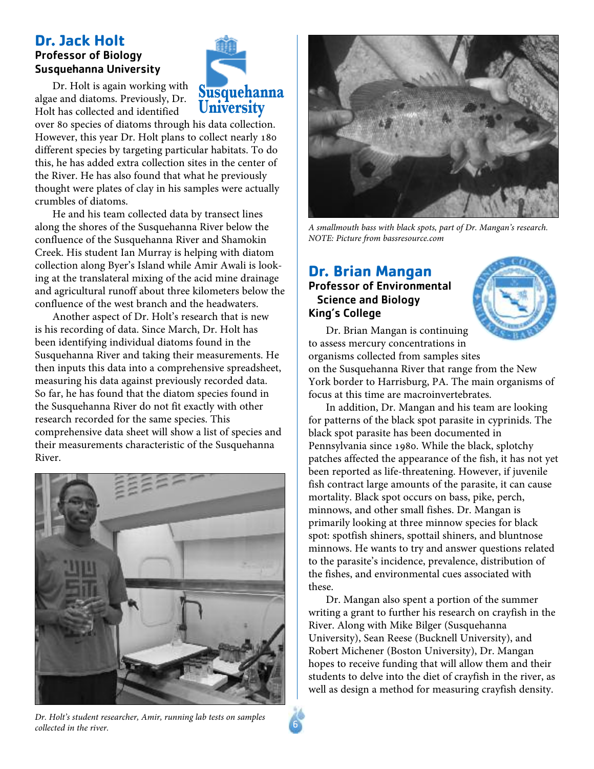## Dr. Jack Holt

### Professor of Biology
### Susquehanna University

Dr. Holt is again working with algae and diatoms. Previously, Dr. Holt has collected and identified over 80 species of diatoms through his data collection. However, this year Dr. Holt plans to collect nearly 180 different species by targeting particular habitats. To do this, he has added extra collection sites in the center of the River. He has also found that what he previously thought were plates of clay in his samples were actually crumbles of diatoms.

He and his team collected data by transect lines along the shores of the Susquehanna River below the confluence of the Susquehanna River and Shamokin Creek. His student Ian Murray is helping with diatom collection along Byer's Island while Amir Awali is looking at the translateral mixing of the acid mine drainage and agricultural runoff about three kilometers below the confluence of the west branch and the headwaters.

Another aspect of Dr. Holt's research that is new is his recording of data. Since March, Dr. Holt has been identifying individual diatoms found in the Susquehanna River and taking their measurements. He then inputs this data into a comprehensive spreadsheet, measuring his data against previously recorded data. So far, he has found that the diatom species found in the Susquehanna River do not fit exactly with other research recorded for the same species. This comprehensive data sheet will show a list of species and their measurements characteristic of the Susquehanna River.

*Dr. Holt's student researcher, Amir, running lab tests on samples collected in the river.*

*A smallmouth bass with black spots, part of Dr. Mangan's research. NOTE: Picture from bassresource.com*

## Dr. Brian Mangan

### Professor of Environmental Science and Biology
### King's College

Dr. Brian Mangan is continuing to assess mercury concentrations in organisms collected from samples sites on the Susquehanna River that range from the New York border to Harrisburg, PA. The main organisms of focus at this time are macroinvertebrates.

In addition, Dr. Mangan and his team are looking for patterns of the black spot parasite in cyprinids. The black spot parasite has been documented in Pennsylvania since 1980. While the black, splotchy patches affected the appearance of the fish, it has not yet been reported as life-threatening. However, if juvenile fish contract large amounts of the parasite, it can cause mortality. Black spot occurs on bass, pike, perch, minnows, and other small fishes. Dr. Mangan is primarily looking at three minnow species for black spot: spotfish shiners, spottail shiners, and bluntnose minnows. He wants to try and answer questions related to the parasite's incidence, prevalence, distribution of the fishes, and environmental cues associated with these.

Dr. Mangan also spent a portion of the summer writing a grant to further his research on crayfish in the River. Along with Mike Bilger (Susquehanna University), Sean Reese (Bucknell University), and Robert Michener (Boston University), Dr. Mangan hopes to receive funding that will allow them and their students to delve into the diet of crayfish in the river, as well as design a method for measuring crayfish density.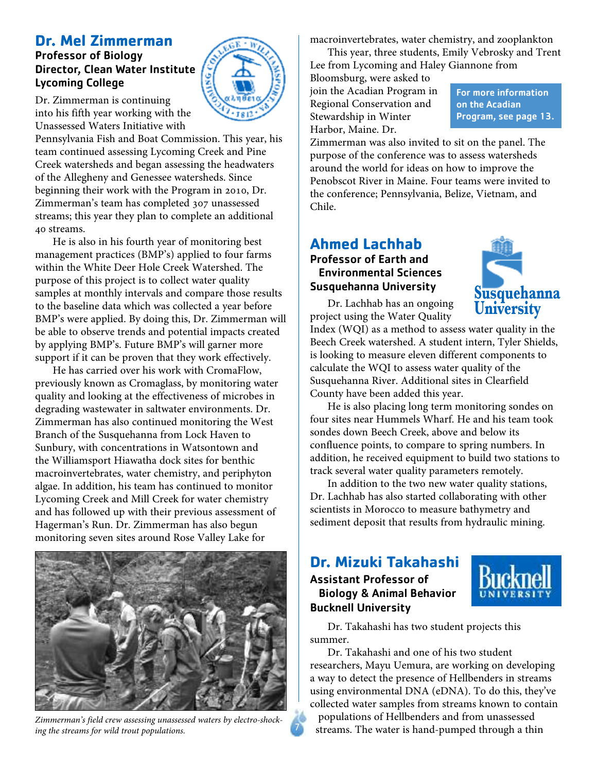## Dr. Mel Zimmerman

**Professor of Biology**
**Director, Clean Water Institute**
**Lycoming College**

Dr. Zimmerman is continuing into his fifth year working with the Unassessed Waters Initiative with Pennsylvania Fish and Boat Commission. This year, his team continued assessing Lycoming Creek and Pine Creek watersheds and began assessing the headwaters of the Allegheny and Genessee watersheds. Since beginning their work with the Program in 2010, Dr. Zimmerman's team has completed 307 unassessed streams; this year they plan to complete an additional 40 streams.

He is also in his fourth year of monitoring best management practices (BMP's) applied to four farms within the White Deer Hole Creek Watershed. The purpose of this project is to collect water quality samples at monthly intervals and compare those results to the baseline data which was collected a year before BMP's were applied. By doing this, Dr. Zimmerman will be able to observe trends and potential impacts created by applying BMP's. Future BMP's will garner more support if it can be proven that they work effectively.

He has carried over his work with CromaFlow, previously known as Cromaglass, by monitoring water quality and looking at the effectiveness of microbes in degrading wastewater in saltwater environments. Dr. Zimmerman has also continued monitoring the West Branch of the Susquehanna from Lock Haven to Sunbury, with concentrations in Watsontown and the Williamsport Hiawatha dock sites for benthic macroinvertebrates, water chemistry, and periphyton algae. In addition, his team has continued to monitor Lycoming Creek and Mill Creek for water chemistry and has followed up with their previous assessment of Hagerman's Run. Dr. Zimmerman has also begun monitoring seven sites around Rose Valley Lake for macroinvertebrates, water chemistry, and zooplankton

This year, three students, Emily Vebrosky and Trent Lee from Lycoming and Haley Giannone from Bloomsburg, were asked to join the Acadian Program in Regional Conservation and Stewardship in Winter Harbor, Maine. Dr. Zimmerman was also invited to sit on the panel. The purpose of the conference was to assess watersheds around the world for ideas on how to improve the Penobscot River in Maine. Four teams were invited to the conference; Pennsylvania, Belize, Vietnam, and Chile.

**For more information on the Acadian Program, see page 13.**

*Zimmerman's field crew assessing unassessed waters by electro-shocking the streams for wild trout populations.*

## Ahmed Lachhab

**Professor of Earth and Environmental Sciences**
**Susquehanna University**

Dr. Lachhab has an ongoing project using the Water Quality Index (WQI) as a method to assess water quality in the Beech Creek watershed. A student intern, Tyler Shields, is looking to measure eleven different components to calculate the WQI to assess water quality of the Susquehanna River. Additional sites in Clearfield County have been added this year.

He is also placing long term monitoring sondes on four sites near Hummels Wharf. He and his team took sondes down Beech Creek, above and below its confluence points, to compare to spring numbers. In addition, he received equipment to build two stations to track several water quality parameters remotely.

In addition to the two new water quality stations, Dr. Lachhab has also started collaborating with other scientists in Morocco to measure bathymetry and sediment deposit that results from hydraulic mining.

## Dr. Mizuki Takahashi

**Assistant Professor of Biology & Animal Behavior**
**Bucknell University**

Dr. Takahashi has two student projects this summer.

Dr. Takahashi and one of his two student researchers, Mayu Uemura, are working on developing a way to detect the presence of Hellbenders in streams using environmental DNA (eDNA). To do this, they've collected water samples from streams known to contain populations of Hellbenders and from unassessed streams. The water is hand-pumped through a thin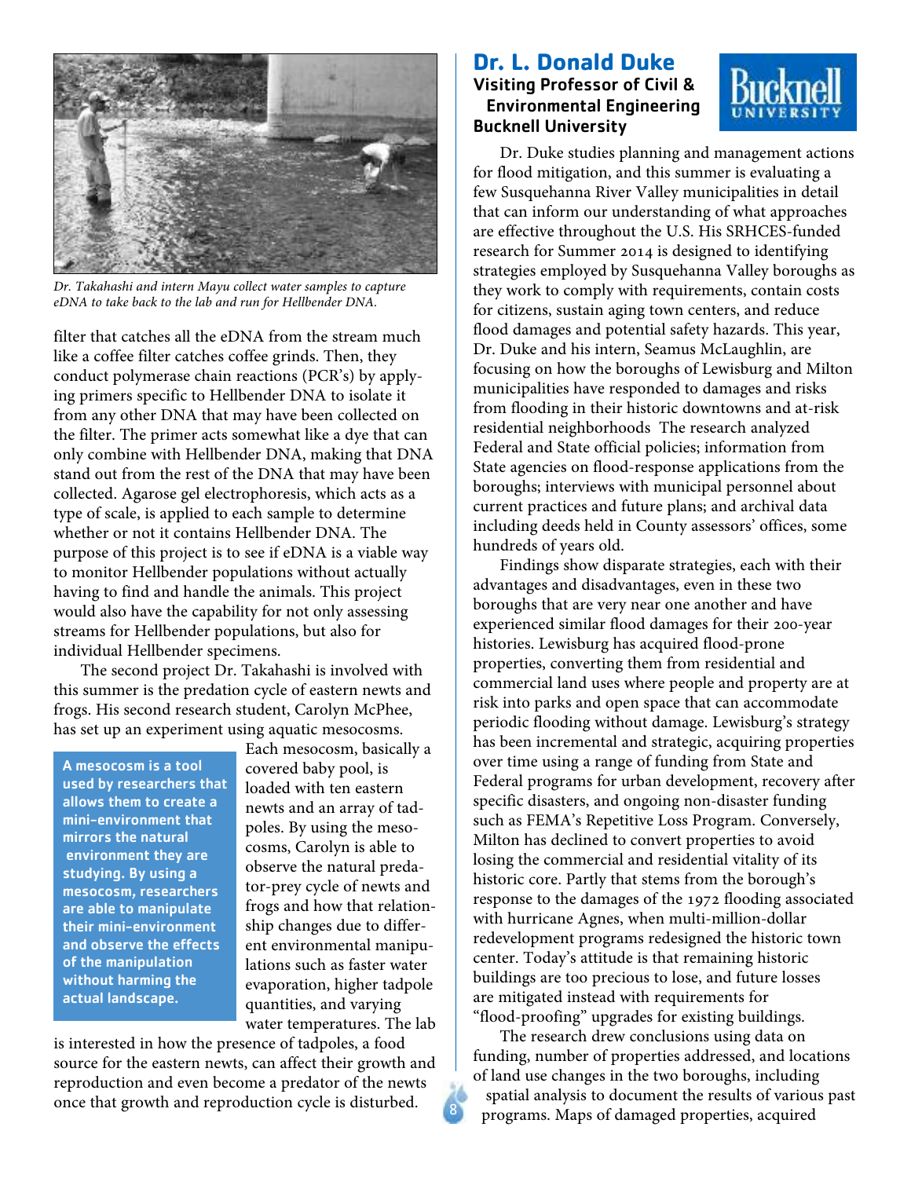*Dr. Takahashi and intern Mayu collect water samples to capture eDNA to take back to the lab and run for Hellbender DNA.*

filter that catches all the eDNA from the stream much like a coffee filter catches coffee grinds. Then, they conduct polymerase chain reactions (PCR's) by applying primers specific to Hellbender DNA to isolate it from any other DNA that may have been collected on the filter. The primer acts somewhat like a dye that can only combine with Hellbender DNA, making that DNA stand out from the rest of the DNA that may have been collected. Agarose gel electrophoresis, which acts as a type of scale, is applied to each sample to determine whether or not it contains Hellbender DNA. The purpose of this project is to see if eDNA is a viable way to monitor Hellbender populations without actually having to find and handle the animals. This project would also have the capability for not only assessing streams for Hellbender populations, but also for individual Hellbender specimens.

The second project Dr. Takahashi is involved with this summer is the predation cycle of eastern newts and frogs. His second research student, Carolyn McPhee, has set up an experiment using aquatic mesocosms. Each mesocosm, basically a covered baby pool, is loaded with ten eastern newts and an array of tadpoles. By using the mesocosms, Carolyn is able to observe the natural predator-prey cycle of newts and frogs and how that relationship changes due to different environmental manipulations such as faster water evaporation, higher tadpole quantities, and varying water temperatures. The lab is interested in how the presence of tadpoles, a food source for the eastern newts, can affect their growth and reproduction and even become a predator of the newts once that growth and reproduction cycle is disturbed.

**A mesocosm is a tool used by researchers that allows them to create a mini-environment that mirrors the natural environment they are studying. By using a mesocosm, researchers are able to manipulate their mini-environment and observe the effects of the manipulation without harming the actual landscape.**

## Dr. L. Donald Duke

### Visiting Professor of Civil & Environmental Engineering
### Bucknell University

Dr. Duke studies planning and management actions for flood mitigation, and this summer is evaluating a few Susquehanna River Valley municipalities in detail that can inform our understanding of what approaches are effective throughout the U.S. His SRHCES-funded research for Summer 2014 is designed to identifying strategies employed by Susquehanna Valley boroughs as they work to comply with requirements, contain costs for citizens, sustain aging town centers, and reduce flood damages and potential safety hazards. This year, Dr. Duke and his intern, Seamus McLaughlin, are focusing on how the boroughs of Lewisburg and Milton municipalities have responded to damages and risks from flooding in their historic downtowns and at-risk residential neighborhoods The research analyzed Federal and State official policies; information from State agencies on flood-response applications from the boroughs; interviews with municipal personnel about current practices and future plans; and archival data including deeds held in County assessors' offices, some hundreds of years old.

Findings show disparate strategies, each with their advantages and disadvantages, even in these two boroughs that are very near one another and have experienced similar flood damages for their 200-year histories. Lewisburg has acquired flood-prone properties, converting them from residential and commercial land uses where people and property are at risk into parks and open space that can accommodate periodic flooding without damage. Lewisburg's strategy has been incremental and strategic, acquiring properties over time using a range of funding from State and Federal programs for urban development, recovery after specific disasters, and ongoing non-disaster funding such as FEMA's Repetitive Loss Program. Conversely, Milton has declined to convert properties to avoid losing the commercial and residential vitality of its historic core. Partly that stems from the borough's response to the damages of the 1972 flooding associated with hurricane Agnes, when multi-million-dollar redevelopment programs redesigned the historic town center. Today's attitude is that remaining historic buildings are too precious to lose, and future losses are mitigated instead with requirements for "flood-proofing" upgrades for existing buildings.

The research drew conclusions using data on funding, number of properties addressed, and locations of land use changes in the two boroughs, including spatial analysis to document the results of various past programs. Maps of damaged properties, acquired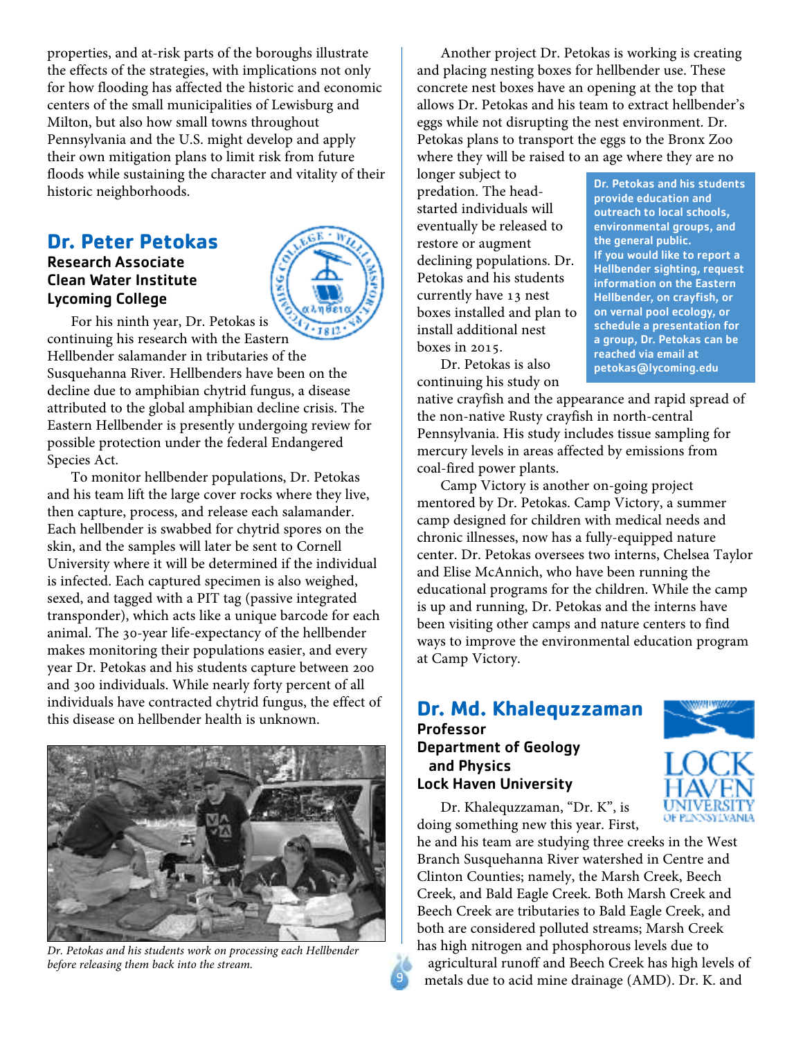properties, and at-risk parts of the boroughs illustrate the effects of the strategies, with implications not only for how flooding has affected the historic and economic centers of the small municipalities of Lewisburg and Milton, but also how small towns throughout Pennsylvania and the U.S. might develop and apply their own mitigation plans to limit risk from future floods while sustaining the character and vitality of their historic neighborhoods.

## Dr. Peter Petokas

**Research Associate**
**Clean Water Institute**
**Lycoming College**

For his ninth year, Dr. Petokas is continuing his research with the Eastern Hellbender salamander in tributaries of the Susquehanna River. Hellbenders have been on the decline due to amphibian chytrid fungus, a disease attributed to the global amphibian decline crisis. The Eastern Hellbender is presently undergoing review for possible protection under the federal Endangered Species Act.

To monitor hellbender populations, Dr. Petokas and his team lift the large cover rocks where they live, then capture, process, and release each salamander. Each hellbender is swabbed for chytrid spores on the skin, and the samples will later be sent to Cornell University where it will be determined if the individual is infected. Each captured specimen is also weighed, sexed, and tagged with a PIT tag (passive integrated transponder), which acts like a unique barcode for each animal. The 30-year life-expectancy of the hellbender makes monitoring their populations easier, and every year Dr. Petokas and his students capture between 200 and 300 individuals. While nearly forty percent of all individuals have contracted chytrid fungus, the effect of this disease on hellbender health is unknown.

*Dr. Petokas and his students work on processing each Hellbender before releasing them back into the stream.*

Another project Dr. Petokas is working is creating and placing nesting boxes for hellbender use. These concrete nest boxes have an opening at the top that allows Dr. Petokas and his team to extract hellbender's eggs while not disrupting the nest environment. Dr. Petokas plans to transport the eggs to the Bronx Zoo where they will be raised to an age where they are no longer subject to predation. The head-started individuals will eventually be released to restore or augment declining populations. Dr. Petokas and his students currently have 13 nest boxes installed and plan to install additional nest boxes in 2015.

**Dr. Petokas and his students provide education and outreach to local schools, environmental groups, and the general public. If you would like to report a Hellbender sighting, request information on the Eastern Hellbender, on crayfish, or on vernal pool ecology, or schedule a presentation for a group, Dr. Petokas can be reached via email at petokas@lycoming.edu**

Dr. Petokas is also continuing his study on native crayfish and the appearance and rapid spread of the non-native Rusty crayfish in north-central Pennsylvania. His study includes tissue sampling for mercury levels in areas affected by emissions from coal-fired power plants.

Camp Victory is another on-going project mentored by Dr. Petokas. Camp Victory, a summer camp designed for children with medical needs and chronic illnesses, now has a fully-equipped nature center. Dr. Petokas oversees two interns, Chelsea Taylor and Elise McAnnich, who have been running the educational programs for the children. While the camp is up and running, Dr. Petokas and the interns have been visiting other camps and nature centers to find ways to improve the environmental education program at Camp Victory.

## Dr. Md. Khalequzzaman

**Professor**
**Department of Geology and Physics**
**Lock Haven University**

Dr. Khalequzzaman, "Dr. K", is doing something new this year. First, he and his team are studying three creeks in the West Branch Susquehanna River watershed in Centre and Clinton Counties; namely, the Marsh Creek, Beech Creek, and Bald Eagle Creek. Both Marsh Creek and Beech Creek are tributaries to Bald Eagle Creek, and both are considered polluted streams; Marsh Creek has high nitrogen and phosphorous levels due to agricultural runoff and Beech Creek has high levels of metals due to acid mine drainage (AMD). Dr. K. and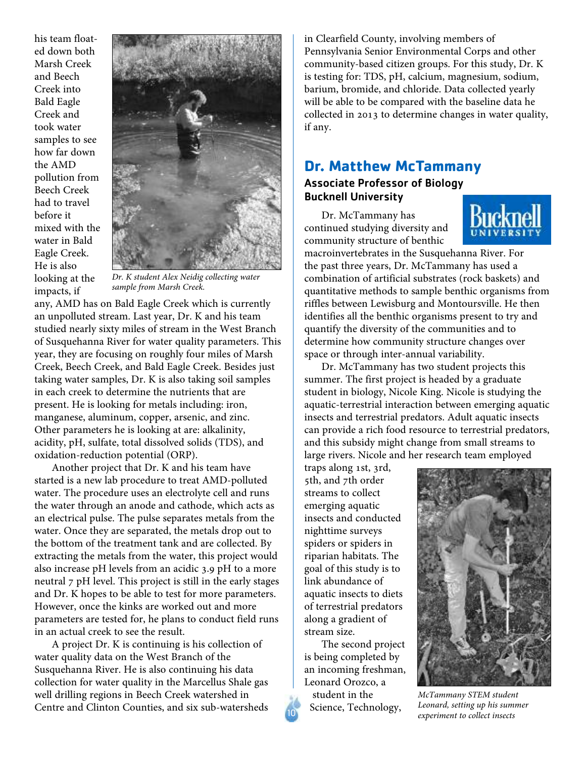his team floated down both Marsh Creek and Beech Creek into Bald Eagle Creek and took water samples to see how far down the AMD pollution from Beech Creek had to travel before it mixed with the water in Bald Eagle Creek. He is also looking at the impacts, if any, AMD has on Bald Eagle Creek which is currently an unpolluted stream. Last year, Dr. K and his team studied nearly sixty miles of stream in the West Branch of Susquehanna River for water quality parameters. This year, they are focusing on roughly four miles of Marsh Creek, Beech Creek, and Bald Eagle Creek. Besides just taking water samples, Dr. K is also taking soil samples in each creek to determine the nutrients that are present. He is looking for metals including: iron, manganese, aluminum, copper, arsenic, and zinc. Other parameters he is looking at are: alkalinity, acidity, pH, sulfate, total dissolved solids (TDS), and oxidation-reduction potential (ORP).

*Dr. K student Alex Neidig collecting water sample from Marsh Creek.*

Another project that Dr. K and his team have started is a new lab procedure to treat AMD-polluted water. The procedure uses an electrolyte cell and runs the water through an anode and cathode, which acts as an electrical pulse. The pulse separates metals from the water. Once they are separated, the metals drop out to the bottom of the treatment tank and are collected. By extracting the metals from the water, this project would also increase pH levels from an acidic 3.9 pH to a more neutral 7 pH level. This project is still in the early stages and Dr. K hopes to be able to test for more parameters. However, once the kinks are worked out and more parameters are tested for, he plans to conduct field runs in an actual creek to see the result.

A project Dr. K is continuing is his collection of water quality data on the West Branch of the Susquehanna River. He is also continuing his data collection for water quality in the Marcellus Shale gas well drilling regions in Beech Creek watershed in Centre and Clinton Counties, and six sub-watersheds in Clearfield County, involving members of Pennsylvania Senior Environmental Corps and other community-based citizen groups. For this study, Dr. K is testing for: TDS, pH, calcium, magnesium, sodium, barium, bromide, and chloride. Data collected yearly will be able to be compared with the baseline data he collected in 2013 to determine changes in water quality, if any.

## Dr. Matthew McTammany

### Associate Professor of Biology
### Bucknell University

Dr. McTammany has continued studying diversity and community structure of benthic macroinvertebrates in the Susquehanna River. For the past three years, Dr. McTammany has used a combination of artificial substrates (rock baskets) and quantitative methods to sample benthic organisms from riffles between Lewisburg and Montoursville. He then identifies all the benthic organisms present to try and quantify the diversity of the communities and to determine how community structure changes over space or through inter-annual variability.

Dr. McTammany has two student projects this summer. The first project is headed by a graduate student in biology, Nicole King. Nicole is studying the aquatic-terrestrial interaction between emerging aquatic insects and terrestrial predators. Adult aquatic insects can provide a rich food resource to terrestrial predators, and this subsidy might change from small streams to large rivers. Nicole and her research team employed traps along 1st, 3rd, 5th, and 7th order streams to collect emerging aquatic insects and conducted nighttime surveys spiders or spiders in riparian habitats. The goal of this study is to link abundance of aquatic insects to diets of terrestrial predators along a gradient of stream size.

The second project is being completed by an incoming freshman, Leonard Orozco, a student in the Science, Technology,

*McTammany STEM student Leonard, setting up his summer experiment to collect insects*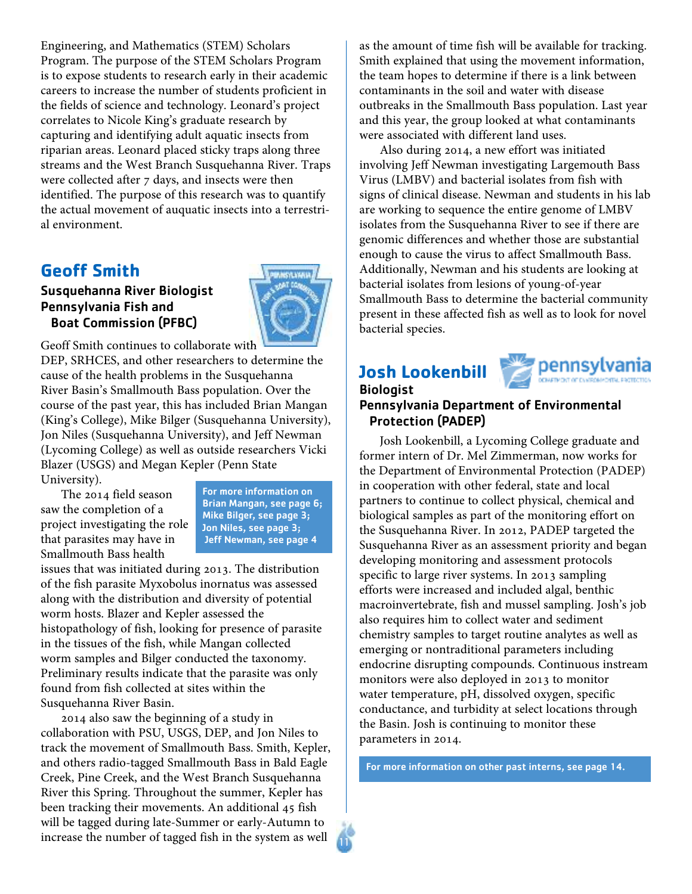Engineering, and Mathematics (STEM) Scholars Program. The purpose of the STEM Scholars Program is to expose students to research early in their academic careers to increase the number of students proficient in the fields of science and technology. Leonard's project correlates to Nicole King's graduate research by capturing and identifying adult aquatic insects from riparian areas. Leonard placed sticky traps along three streams and the West Branch Susquehanna River. Traps were collected after 7 days, and insects were then identified. The purpose of this research was to quantify the actual movement of auquatic insects into a terrestrial environment.

## Geoff Smith

### Susquehanna River Biologist
### Pennsylvania Fish and Boat Commission (PFBC)

Geoff Smith continues to collaborate with DEP, SRHCES, and other researchers to determine the cause of the health problems in the Susquehanna River Basin's Smallmouth Bass population. Over the course of the past year, this has included Brian Mangan (King's College), Mike Bilger (Susquehanna University), Jon Niles (Susquehanna University), and Jeff Newman (Lycoming College) as well as outside researchers Vicki Blazer (USGS) and Megan Kepler (Penn State University).

**For more information on Brian Mangan, see page 6; Mike Bilger, see page 3; Jon Niles, see page 3; Jeff Newman, see page 4**

The 2014 field season saw the completion of a project investigating the role that parasites may have in Smallmouth Bass health issues that was initiated during 2013. The distribution of the fish parasite Myxobolus inornatus was assessed along with the distribution and diversity of potential worm hosts. Blazer and Kepler assessed the histopathology of fish, looking for presence of parasite in the tissues of the fish, while Mangan collected worm samples and Bilger conducted the taxonomy. Preliminary results indicate that the parasite was only found from fish collected at sites within the Susquehanna River Basin.

2014 also saw the beginning of a study in collaboration with PSU, USGS, DEP, and Jon Niles to track the movement of Smallmouth Bass. Smith, Kepler, and others radio-tagged Smallmouth Bass in Bald Eagle Creek, Pine Creek, and the West Branch Susquehanna River this Spring. Throughout the summer, Kepler has been tracking their movements. An additional 45 fish will be tagged during late-Summer or early-Autumn to increase the number of tagged fish in the system as well as the amount of time fish will be available for tracking. Smith explained that using the movement information, the team hopes to determine if there is a link between contaminants in the soil and water with disease outbreaks in the Smallmouth Bass population. Last year and this year, the group looked at what contaminants were associated with different land uses.

Also during 2014, a new effort was initiated involving Jeff Newman investigating Largemouth Bass Virus (LMBV) and bacterial isolates from fish with signs of clinical disease. Newman and students in his lab are working to sequence the entire genome of LMBV isolates from the Susquehanna River to see if there are genomic differences and whether those are substantial enough to cause the virus to affect Smallmouth Bass. Additionally, Newman and his students are looking at bacterial isolates from lesions of young-of-year Smallmouth Bass to determine the bacterial community present in these affected fish as well as to look for novel bacterial species.

## Josh Lookenbill

### Biologist
### Pennsylvania Department of Environmental Protection (PADEP)

Josh Lookenbill, a Lycoming College graduate and former intern of Dr. Mel Zimmerman, now works for the Department of Environmental Protection (PADEP) in cooperation with other federal, state and local partners to continue to collect physical, chemical and biological samples as part of the monitoring effort on the Susquehanna River. In 2012, PADEP targeted the Susquehanna River as an assessment priority and began developing monitoring and assessment protocols specific to large river systems. In 2013 sampling efforts were increased and included algal, benthic macroinvertebrate, fish and mussel sampling. Josh's job also requires him to collect water and sediment chemistry samples to target routine analytes as well as emerging or nontraditional parameters including endocrine disrupting compounds. Continuous instream monitors were also deployed in 2013 to monitor water temperature, pH, dissolved oxygen, specific conductance, and turbidity at select locations through the Basin. Josh is continuing to monitor these parameters in 2014.

**For more information on other past interns, see page 14.**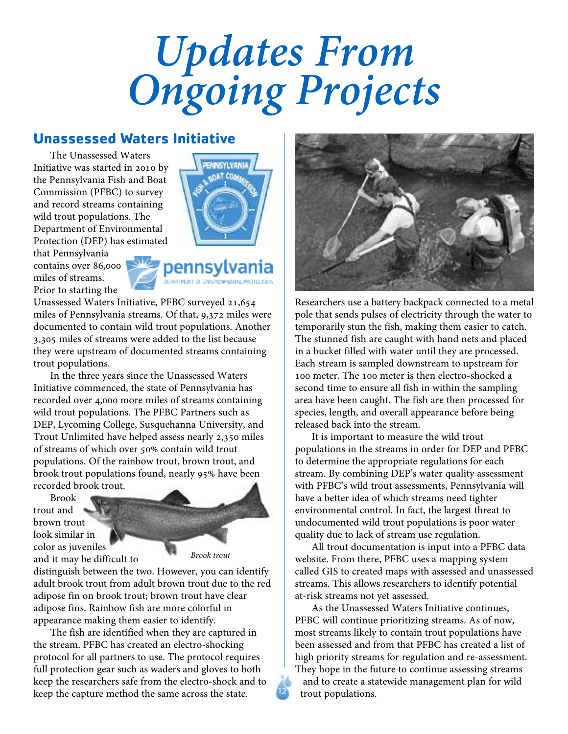# Updates From Ongoing Projects

## Unassessed Waters Initiative

The Unassessed Waters Initiative was started in 2010 by the Pennsylvania Fish and Boat Commission (PFBC) to survey and record streams containing wild trout populations. The Department of Environmental Protection (DEP) has estimated that Pennsylvania contains over 86,000 miles of streams. Prior to starting the Unassessed Waters Initiative, PFBC surveyed 21,654 miles of Pennsylvania streams. Of that, 9,372 miles were documented to contain wild trout populations. Another 3,305 miles of streams were added to the list because they were upstream of documented streams containing trout populations.

In the three years since the Unassessed Waters Initiative commenced, the state of Pennsylvania has recorded over 4,000 more miles of streams containing wild trout populations. The PFBC Partners such as DEP, Lycoming College, Susquehanna University, and Trout Unlimited have helped assess nearly 2,350 miles of streams of which over 50% contain wild trout populations. Of the rainbow trout, brown trout, and brook trout populations found, nearly 95% have been recorded brook trout.

Brook trout and brown trout look similar in color as juveniles and it may be difficult to distinguish between the two. However, you can identify adult brook trout from adult brown trout due to the red adipose fin on brook trout; brown trout have clear adipose fins. Rainbow fish are more colorful in appearance making them easier to identify.

*Brook trout*

The fish are identified when they are captured in the stream. PFBC has created an electro-shocking protocol for all partners to use. The protocol requires full protection gear such as waders and gloves to both keep the researchers safe from the electro-shock and to keep the capture method the same across the state.

Researchers use a battery backpack connected to a metal pole that sends pulses of electricity through the water to temporarily stun the fish, making them easier to catch. The stunned fish are caught with hand nets and placed in a bucket filled with water until they are processed. Each stream is sampled downstream to upstream for 100 meter. The 100 meter is then electro-shocked a second time to ensure all fish in within the sampling area have been caught. The fish are then processed for species, length, and overall appearance before being released back into the stream.

It is important to measure the wild trout populations in the streams in order for DEP and PFBC to determine the appropriate regulations for each stream. By combining DEP's water quality assessment with PFBC's wild trout assessments, Pennsylvania will have a better idea of which streams need tighter environmental control. In fact, the largest threat to undocumented wild trout populations is poor water quality due to lack of stream use regulation.

All trout documentation is input into a PFBC data website. From there, PFBC uses a mapping system called GIS to created maps with assessed and unassessed streams. This allows researchers to identify potential at-risk streams not yet assessed.

As the Unassessed Waters Initiative continues, PFBC will continue prioritizing streams. As of now, most streams likely to contain trout populations have been assessed and from that PFBC has created a list of high priority streams for regulation and re-assessment. They hope in the future to continue assessing streams and to create a statewide management plan for wild trout populations.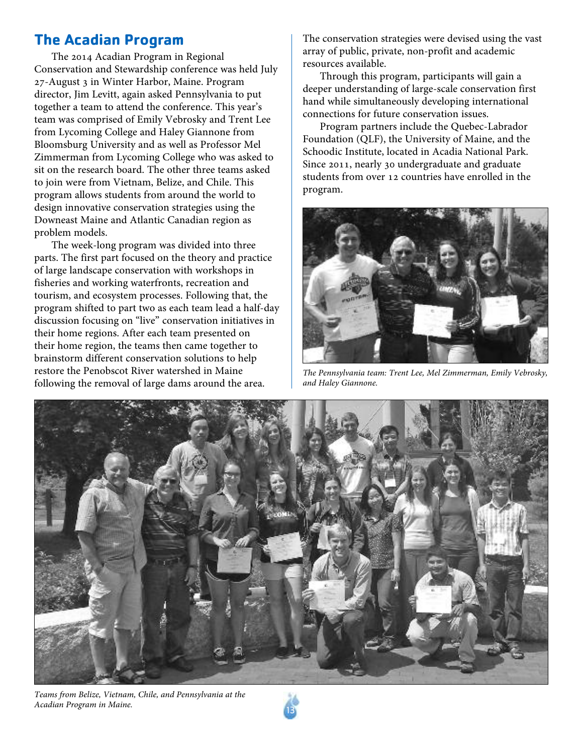## The Acadian Program

The 2014 Acadian Program in Regional Conservation and Stewardship conference was held July 27-August 3 in Winter Harbor, Maine. Program director, Jim Levitt, again asked Pennsylvania to put together a team to attend the conference. This year's team was comprised of Emily Vebrosky and Trent Lee from Lycoming College and Haley Giannone from Bloomsburg University and as well as Professor Mel Zimmerman from Lycoming College who was asked to sit on the research board. The other three teams asked to join were from Vietnam, Belize, and Chile. This program allows students from around the world to design innovative conservation strategies using the Downeast Maine and Atlantic Canadian region as problem models.

The week-long program was divided into three parts. The first part focused on the theory and practice of large landscape conservation with workshops in fisheries and working waterfronts, recreation and tourism, and ecosystem processes. Following that, the program shifted to part two as each team lead a half-day discussion focusing on "live" conservation initiatives in their home regions. After each team presented on their home region, the teams then came together to brainstorm different conservation solutions to help restore the Penobscot River watershed in Maine following the removal of large dams around the area. The conservation strategies were devised using the vast array of public, private, non-profit and academic resources available.

Through this program, participants will gain a deeper understanding of large-scale conservation first hand while simultaneously developing international connections for future conservation issues.

Program partners include the Quebec-Labrador Foundation (QLF), the University of Maine, and the Schoodic Institute, located in Acadia National Park. Since 2011, nearly 30 undergraduate and graduate students from over 12 countries have enrolled in the program.

*The Pennsylvania team: Trent Lee, Mel Zimmerman, Emily Vebrosky, and Haley Giannone.*

*Teams from Belize, Vietnam, Chile, and Pennsylvania at the Acadian Program in Maine.*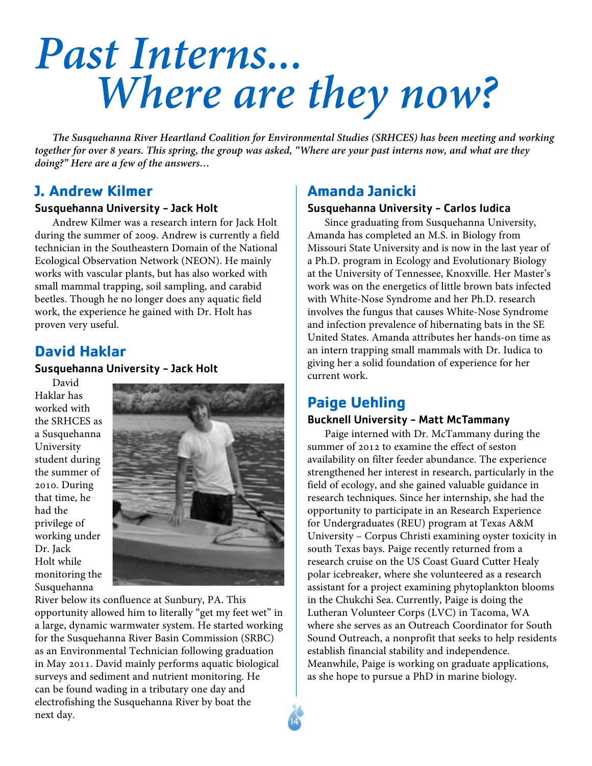# Past Interns... Where are they now?

***The Susquehanna River Heartland Coalition for Environmental Studies (SRHCES) has been meeting and working together for over 8 years. This spring, the group was asked, "Where are your past interns now, and what are they doing?" Here are a few of the answers…***

## J. Andrew Kilmer

### Susquehanna University – Jack Holt

Andrew Kilmer was a research intern for Jack Holt during the summer of 2009. Andrew is currently a field technician in the Southeastern Domain of the National Ecological Observation Network (NEON). He mainly works with vascular plants, but has also worked with small mammal trapping, soil sampling, and carabid beetles. Though he no longer does any aquatic field work, the experience he gained with Dr. Holt has proven very useful.

## David Haklar

### Susquehanna University – Jack Holt

David Haklar has worked with the SRHCES as a Susquehanna University student during the summer of 2010. During that time, he had the privilege of working under Dr. Jack Holt while monitoring the Susquehanna River below its confluence at Sunbury, PA. This opportunity allowed him to literally "get my feet wet" in a large, dynamic warmwater system. He started working for the Susquehanna River Basin Commission (SRBC) as an Environmental Technician following graduation in May 2011. David mainly performs aquatic biological surveys and sediment and nutrient monitoring. He can be found wading in a tributary one day and electrofishing the Susquehanna River by boat the next day.

## Amanda Janicki

### Susquehanna University – Carlos Iudica

Since graduating from Susquehanna University, Amanda has completed an M.S. in Biology from Missouri State University and is now in the last year of a Ph.D. program in Ecology and Evolutionary Biology at the University of Tennessee, Knoxville. Her Master's work was on the energetics of little brown bats infected with White-Nose Syndrome and her Ph.D. research involves the fungus that causes White-Nose Syndrome and infection prevalence of hibernating bats in the SE United States. Amanda attributes her hands-on time as an intern trapping small mammals with Dr. Iudica to giving her a solid foundation of experience for her current work.

## Paige Uehling

### Bucknell University – Matt McTammany

Paige interned with Dr. McTammany during the summer of 2012 to examine the effect of seston availability on filter feeder abundance. The experience strengthened her interest in research, particularly in the field of ecology, and she gained valuable guidance in research techniques. Since her internship, she had the opportunity to participate in an Research Experience for Undergraduates (REU) program at Texas A&M University – Corpus Christi examining oyster toxicity in south Texas bays. Paige recently returned from a research cruise on the US Coast Guard Cutter Healy polar icebreaker, where she volunteered as a research assistant for a project examining phytoplankton blooms in the Chukchi Sea. Currently, Paige is doing the Lutheran Volunteer Corps (LVC) in Tacoma, WA where she serves as an Outreach Coordinator for South Sound Outreach, a nonprofit that seeks to help residents establish financial stability and independence. Meanwhile, Paige is working on graduate applications, as she hope to pursue a PhD in marine biology.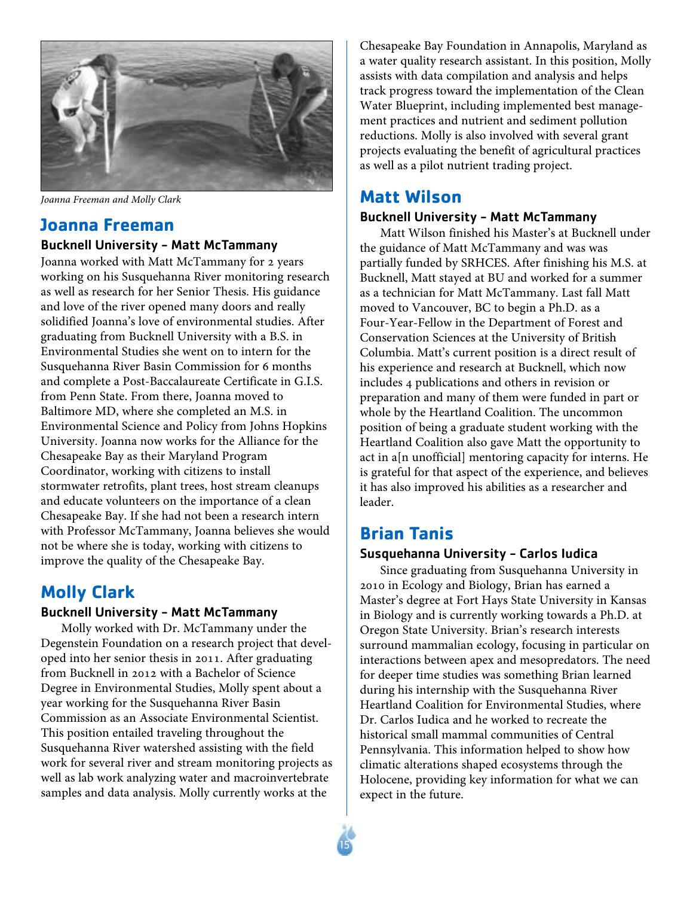*Joanna Freeman and Molly Clark*

## Joanna Freeman

### Bucknell University – Matt McTammany

Joanna worked with Matt McTammany for 2 years working on his Susquehanna River monitoring research as well as research for her Senior Thesis. His guidance and love of the river opened many doors and really solidified Joanna's love of environmental studies. After graduating from Bucknell University with a B.S. in Environmental Studies she went on to intern for the Susquehanna River Basin Commission for 6 months and complete a Post-Baccalaureate Certificate in G.I.S. from Penn State. From there, Joanna moved to Baltimore MD, where she completed an M.S. in Environmental Science and Policy from Johns Hopkins University. Joanna now works for the Alliance for the Chesapeake Bay as their Maryland Program Coordinator, working with citizens to install stormwater retrofits, plant trees, host stream cleanups and educate volunteers on the importance of a clean Chesapeake Bay. If she had not been a research intern with Professor McTammany, Joanna believes she would not be where she is today, working with citizens to improve the quality of the Chesapeake Bay.

## Molly Clark

### Bucknell University – Matt McTammany

Molly worked with Dr. McTammany under the Degenstein Foundation on a research project that developed into her senior thesis in 2011. After graduating from Bucknell in 2012 with a Bachelor of Science Degree in Environmental Studies, Molly spent about a year working for the Susquehanna River Basin Commission as an Associate Environmental Scientist. This position entailed traveling throughout the Susquehanna River watershed assisting with the field work for several river and stream monitoring projects as well as lab work analyzing water and macroinvertebrate samples and data analysis. Molly currently works at the Chesapeake Bay Foundation in Annapolis, Maryland as a water quality research assistant. In this position, Molly assists with data compilation and analysis and helps track progress toward the implementation of the Clean Water Blueprint, including implemented best management practices and nutrient and sediment pollution reductions. Molly is also involved with several grant projects evaluating the benefit of agricultural practices as well as a pilot nutrient trading project.

## Matt Wilson

### Bucknell University – Matt McTammany

Matt Wilson finished his Master's at Bucknell under the guidance of Matt McTammany and was was partially funded by SRHCES. After finishing his M.S. at Bucknell, Matt stayed at BU and worked for a summer as a technician for Matt McTammany. Last fall Matt moved to Vancouver, BC to begin a Ph.D. as a Four-Year-Fellow in the Department of Forest and Conservation Sciences at the University of British Columbia. Matt's current position is a direct result of his experience and research at Bucknell, which now includes 4 publications and others in revision or preparation and many of them were funded in part or whole by the Heartland Coalition. The uncommon position of being a graduate student working with the Heartland Coalition also gave Matt the opportunity to act in a[n unofficial] mentoring capacity for interns. He is grateful for that aspect of the experience, and believes it has also improved his abilities as a researcher and leader.

## Brian Tanis

### Susquehanna University – Carlos Iudica

Since graduating from Susquehanna University in 2010 in Ecology and Biology, Brian has earned a Master's degree at Fort Hays State University in Kansas in Biology and is currently working towards a Ph.D. at Oregon State University. Brian's research interests surround mammalian ecology, focusing in particular on interactions between apex and mesopredators. The need for deeper time studies was something Brian learned during his internship with the Susquehanna River Heartland Coalition for Environmental Studies, where Dr. Carlos Iudica and he worked to recreate the historical small mammal communities of Central Pennsylvania. This information helped to show how climatic alterations shaped ecosystems through the Holocene, providing key information for what we can expect in the future.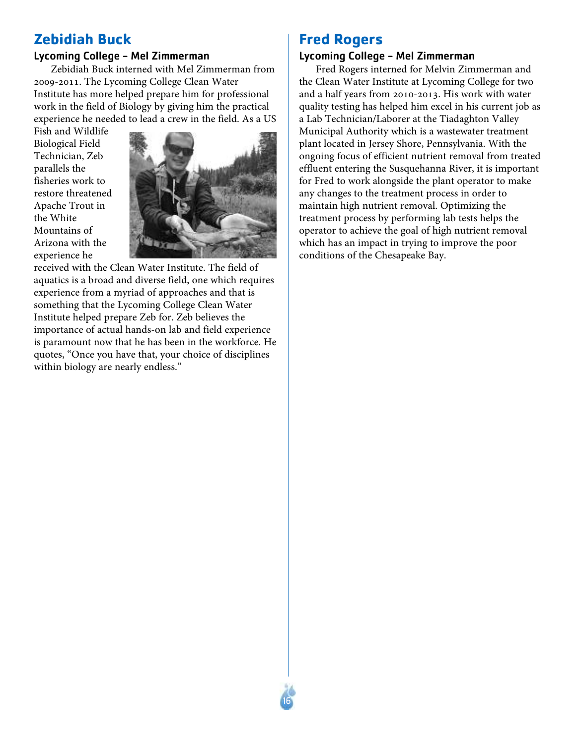## Zebidiah Buck

### Lycoming College – Mel Zimmerman

Zebidiah Buck interned with Mel Zimmerman from 2009-2011. The Lycoming College Clean Water Institute has more helped prepare him for professional work in the field of Biology by giving him the practical experience he needed to lead a crew in the field. As a US Fish and Wildlife Biological Field Technician, Zeb parallels the fisheries work to restore threatened Apache Trout in the White Mountains of Arizona with the experience he received with the Clean Water Institute. The field of aquatics is a broad and diverse field, one which requires experience from a myriad of approaches and that is something that the Lycoming College Clean Water Institute helped prepare Zeb for. Zeb believes the importance of actual hands-on lab and field experience is paramount now that he has been in the workforce. He quotes, "Once you have that, your choice of disciplines within biology are nearly endless."

## Fred Rogers

### Lycoming College – Mel Zimmerman

Fred Rogers interned for Melvin Zimmerman and the Clean Water Institute at Lycoming College for two and a half years from 2010-2013. His work with water quality testing has helped him excel in his current job as a Lab Technician/Laborer at the Tiadaghton Valley Municipal Authority which is a wastewater treatment plant located in Jersey Shore, Pennsylvania. With the ongoing focus of efficient nutrient removal from treated effluent entering the Susquehanna River, it is important for Fred to work alongside the plant operator to make any changes to the treatment process in order to maintain high nutrient removal. Optimizing the treatment process by performing lab tests helps the operator to achieve the goal of high nutrient removal which has an impact in trying to improve the poor conditions of the Chesapeake Bay.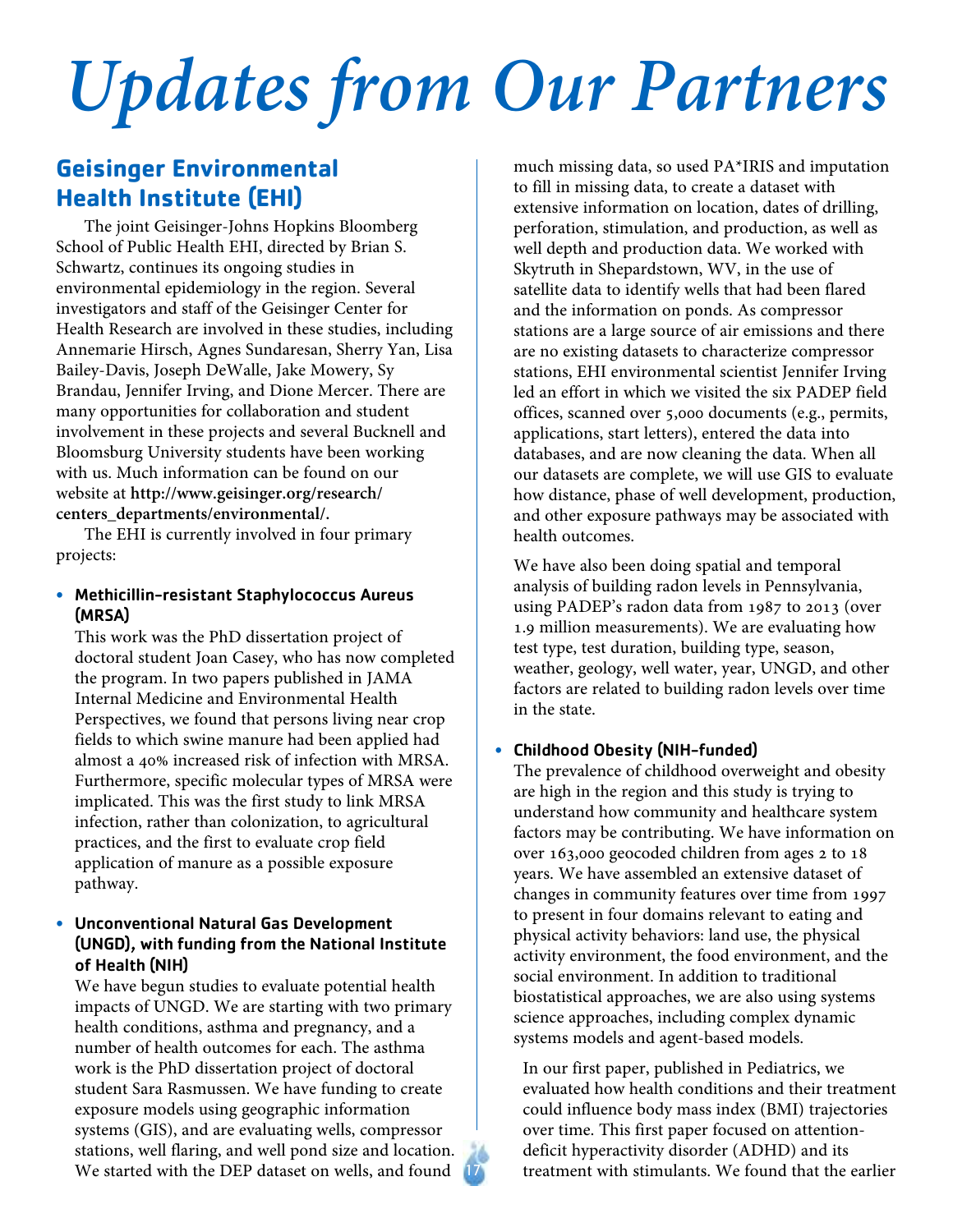# Updates from Our Partners

## Geisinger Environmental Health Institute (EHI)

The joint Geisinger-Johns Hopkins Bloomberg School of Public Health EHI, directed by Brian S. Schwartz, continues its ongoing studies in environmental epidemiology in the region. Several investigators and staff of the Geisinger Center for Health Research are involved in these studies, including Annemarie Hirsch, Agnes Sundaresan, Sherry Yan, Lisa Bailey-Davis, Joseph DeWalle, Jake Mowery, Sy Brandau, Jennifer Irving, and Dione Mercer. There are many opportunities for collaboration and student involvement in these projects and several Bucknell and Bloomsburg University students have been working with us. Much information can be found on our website at **http://www.geisinger.org/research/centers_departments/environmental/.**

The EHI is currently involved in four primary projects:

- **Methicillin-resistant Staphylococcus Aureus (MRSA)**

  This work was the PhD dissertation project of doctoral student Joan Casey, who has now completed the program. In two papers published in JAMA Internal Medicine and Environmental Health Perspectives, we found that persons living near crop fields to which swine manure had been applied had almost a 40% increased risk of infection with MRSA. Furthermore, specific molecular types of MRSA were implicated. This was the first study to link MRSA infection, rather than colonization, to agricultural practices, and the first to evaluate crop field application of manure as a possible exposure pathway.

- **Unconventional Natural Gas Development (UNGD), with funding from the National Institute of Health (NIH)**

  We have begun studies to evaluate potential health impacts of UNGD. We are starting with two primary health conditions, asthma and pregnancy, and a number of health outcomes for each. The asthma work is the PhD dissertation project of doctoral student Sara Rasmussen. We have funding to create exposure models using geographic information systems (GIS), and are evaluating wells, compressor stations, well flaring, and well pond size and location. We started with the DEP dataset on wells, and found much missing data, so used PA*IRIS and imputation to fill in missing data, to create a dataset with extensive information on location, dates of drilling, perforation, stimulation, and production, as well as well depth and production data. We worked with Skytruth in Shepardstown, WV, in the use of satellite data to identify wells that had been flared and the information on ponds. As compressor stations are a large source of air emissions and there are no existing datasets to characterize compressor stations, EHI environmental scientist Jennifer Irving led an effort in which we visited the six PADEP field offices, scanned over 5,000 documents (e.g., permits, applications, start letters), entered the data into databases, and are now cleaning the data. When all our datasets are complete, we will use GIS to evaluate how distance, phase of well development, production, and other exposure pathways may be associated with health outcomes.

  We have also been doing spatial and temporal analysis of building radon levels in Pennsylvania, using PADEP's radon data from 1987 to 2013 (over 1.9 million measurements). We are evaluating how test type, test duration, building type, season, weather, geology, well water, year, UNGD, and other factors are related to building radon levels over time in the state.

- **Childhood Obesity (NIH-funded)**

  The prevalence of childhood overweight and obesity are high in the region and this study is trying to understand how community and healthcare system factors may be contributing. We have information on over 163,000 geocoded children from ages 2 to 18 years. We have assembled an extensive dataset of changes in community features over time from 1997 to present in four domains relevant to eating and physical activity behaviors: land use, the physical activity environment, the food environment, and the social environment. In addition to traditional biostatistical approaches, we are also using systems science approaches, including complex dynamic systems models and agent-based models.

  In our first paper, published in Pediatrics, we evaluated how health conditions and their treatment could influence body mass index (BMI) trajectories over time. This first paper focused on attention-deficit hyperactivity disorder (ADHD) and its treatment with stimulants. We found that the earlier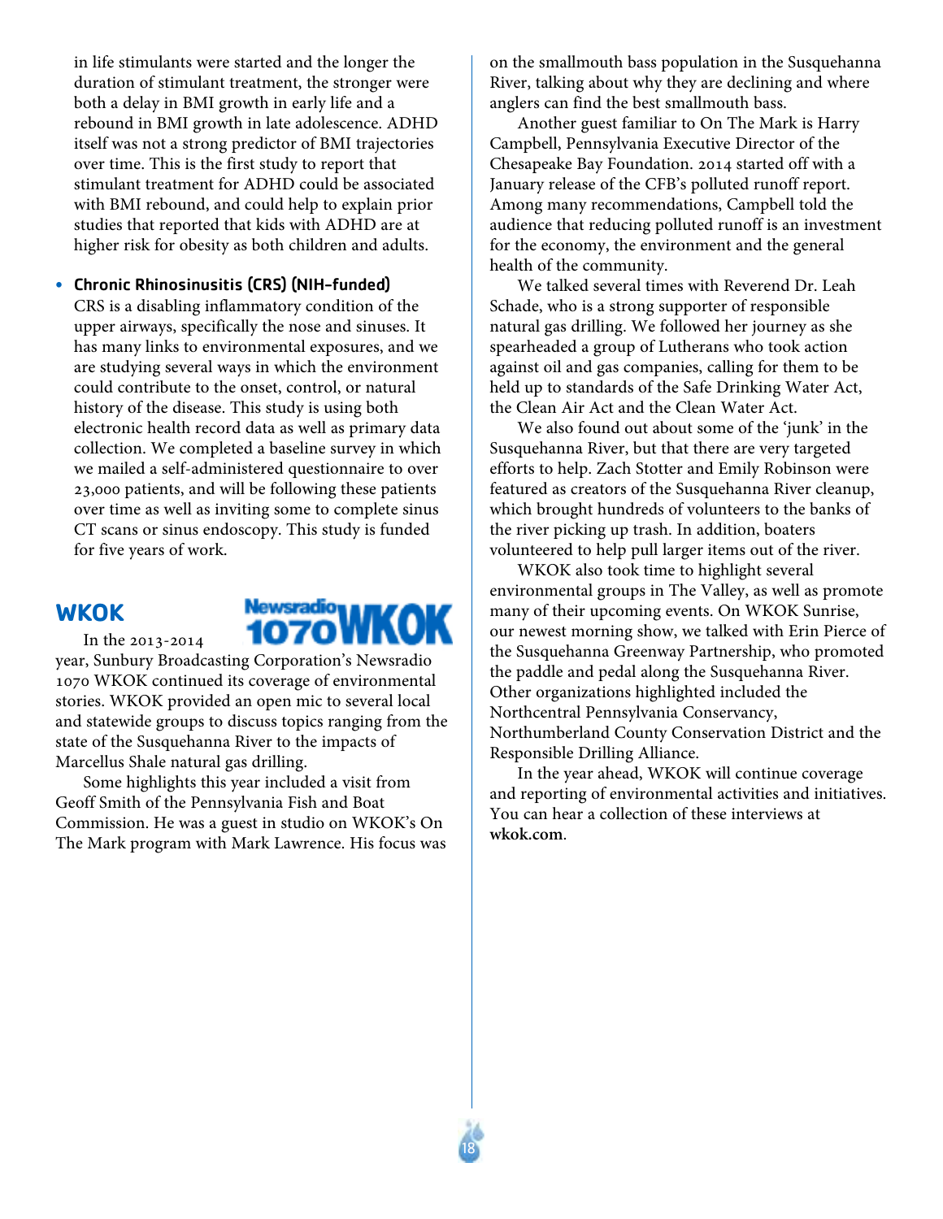in life stimulants were started and the longer the duration of stimulant treatment, the stronger were both a delay in BMI growth in early life and a rebound in BMI growth in late adolescence. ADHD itself was not a strong predictor of BMI trajectories over time. This is the first study to report that stimulant treatment for ADHD could be associated with BMI rebound, and could help to explain prior studies that reported that kids with ADHD are at higher risk for obesity as both children and adults.

- **Chronic Rhinosinusitis (CRS) (NIH-funded)**
  CRS is a disabling inflammatory condition of the upper airways, specifically the nose and sinuses. It has many links to environmental exposures, and we are studying several ways in which the environment could contribute to the onset, control, or natural history of the disease. This study is using both electronic health record data as well as primary data collection. We completed a baseline survey in which we mailed a self-administered questionnaire to over 23,000 patients, and will be following these patients over time as well as inviting some to complete sinus CT scans or sinus endoscopy. This study is funded for five years of work.

## WKOK

In the 2013-2014 year, Sunbury Broadcasting Corporation's Newsradio 1070 WKOK continued its coverage of environmental stories. WKOK provided an open mic to several local and statewide groups to discuss topics ranging from the state of the Susquehanna River to the impacts of Marcellus Shale natural gas drilling.

Some highlights this year included a visit from Geoff Smith of the Pennsylvania Fish and Boat Commission. He was a guest in studio on WKOK's On The Mark program with Mark Lawrence. His focus was on the smallmouth bass population in the Susquehanna River, talking about why they are declining and where anglers can find the best smallmouth bass.

Another guest familiar to On The Mark is Harry Campbell, Pennsylvania Executive Director of the Chesapeake Bay Foundation. 2014 started off with a January release of the CFB's polluted runoff report. Among many recommendations, Campbell told the audience that reducing polluted runoff is an investment for the economy, the environment and the general health of the community.

We talked several times with Reverend Dr. Leah Schade, who is a strong supporter of responsible natural gas drilling. We followed her journey as she spearheaded a group of Lutherans who took action against oil and gas companies, calling for them to be held up to standards of the Safe Drinking Water Act, the Clean Air Act and the Clean Water Act.

We also found out about some of the 'junk' in the Susquehanna River, but that there are very targeted efforts to help. Zach Stotter and Emily Robinson were featured as creators of the Susquehanna River cleanup, which brought hundreds of volunteers to the banks of the river picking up trash. In addition, boaters volunteered to help pull larger items out of the river.

WKOK also took time to highlight several environmental groups in The Valley, as well as promote many of their upcoming events. On WKOK Sunrise, our newest morning show, we talked with Erin Pierce of the Susquehanna Greenway Partnership, who promoted the paddle and pedal along the Susquehanna River. Other organizations highlighted included the Northcentral Pennsylvania Conservancy, Northumberland County Conservation District and the Responsible Drilling Alliance.

In the year ahead, WKOK will continue coverage and reporting of environmental activities and initiatives. You can hear a collection of these interviews at **wkok.com**.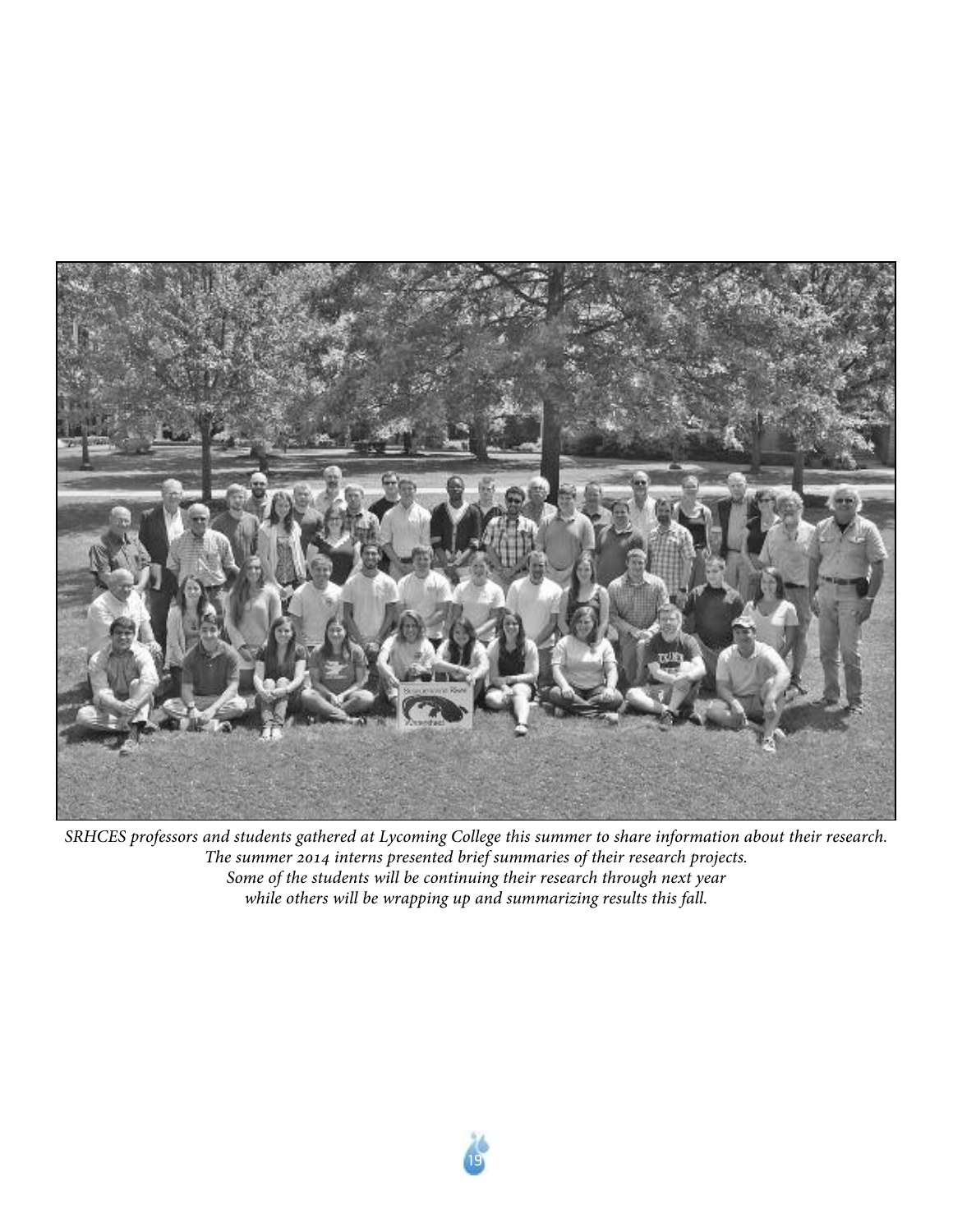*SRHCES professors and students gathered at Lycoming College this summer to share information about their research. The summer 2014 interns presented brief summaries of their research projects. Some of the students will be continuing their research through next year while others will be wrapping up and summarizing results this fall.*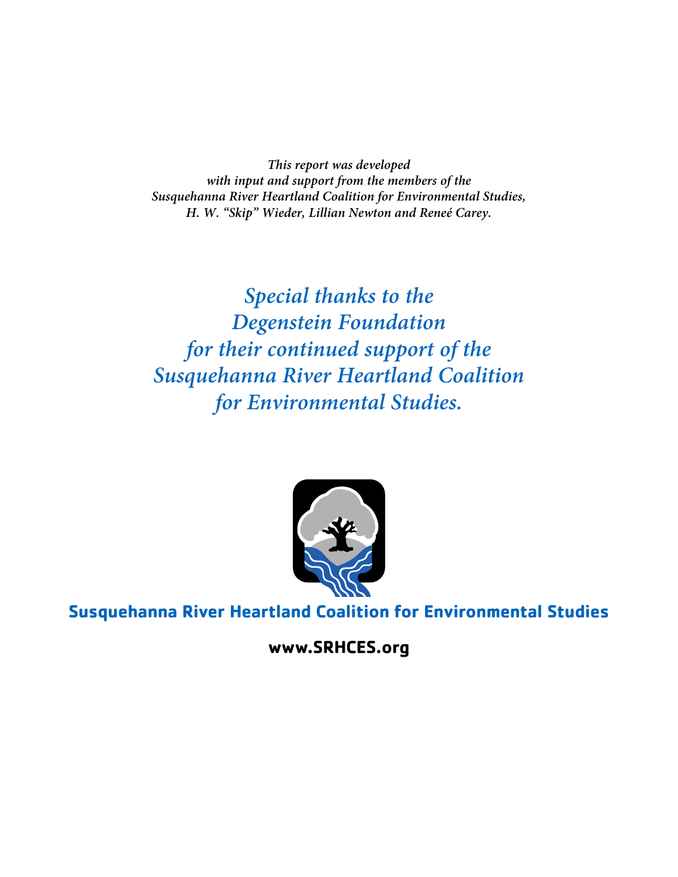*This report was developed with input and support from the members of the Susquehanna River Heartland Coalition for Environmental Studies, H. W. "Skip" Wieder, Lillian Newton and Reneé Carey.*

*Special thanks to the Degenstein Foundation for their continued support of the Susquehanna River Heartland Coalition for Environmental Studies.*

**Susquehanna River Heartland Coalition for Environmental Studies**

**www.SRHCES.org**